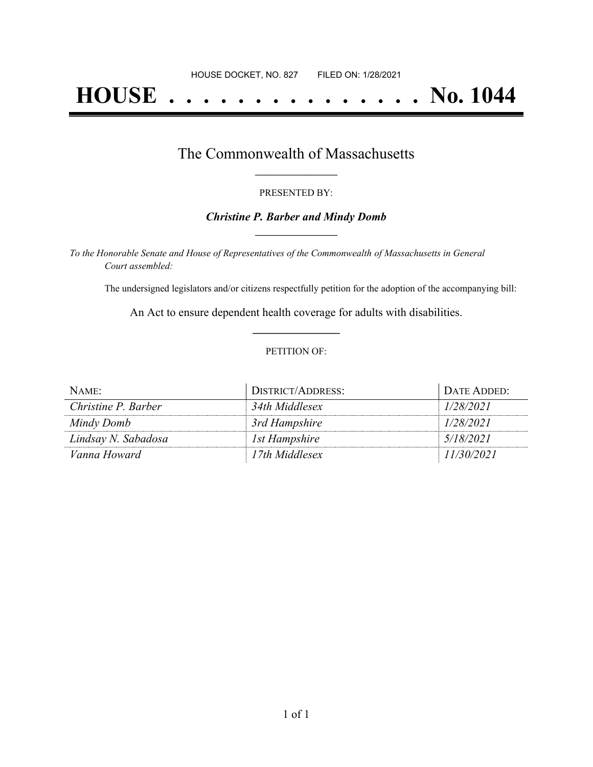HOUSE DOCKET, NO. 827        FILED ON: 1/28/2021

# HOUSE . . . . . . . . . . . . . . . No. 1044

## The Commonwealth of Massachusetts

PRESENTED BY:

***Christine P. Barber and Mindy Domb***

*To the Honorable Senate and House of Representatives of the Commonwealth of Massachusetts in General Court assembled:*

The undersigned legislators and/or citizens respectfully petition for the adoption of the accompanying bill:

An Act to ensure dependent health coverage for adults with disabilities.

PETITION OF:

| NAME: | DISTRICT/ADDRESS: | DATE ADDED: |
|---|---|---|
| *Christine P. Barber* | *34th Middlesex* | *1/28/2021* |
| *Mindy Domb* | *3rd Hampshire* | *1/28/2021* |
| *Lindsay N. Sabadosa* | *1st Hampshire* | *5/18/2021* |
| *Vanna Howard* | *17th Middlesex* | *11/30/2021* |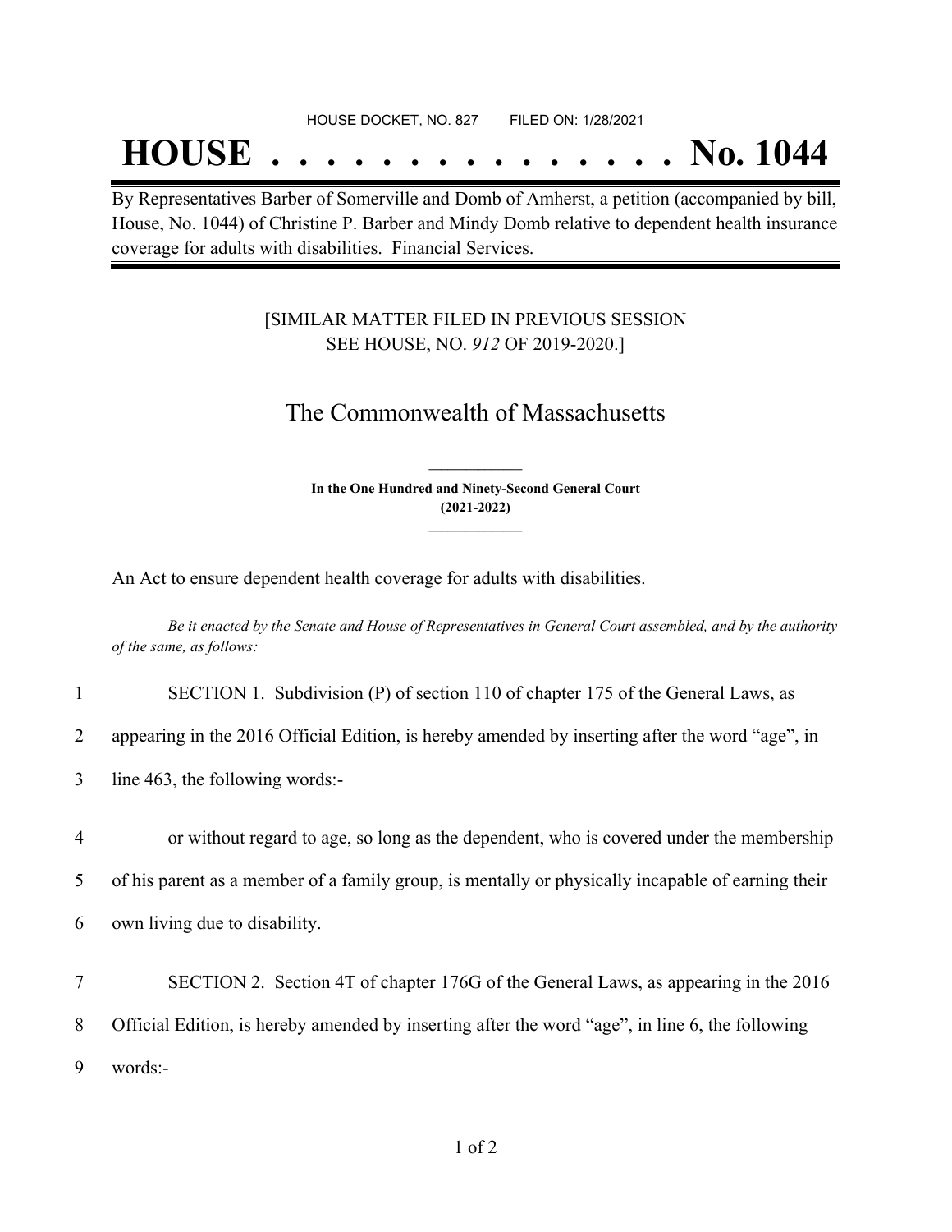HOUSE DOCKET, NO. 827 FILED ON: 1/28/2021

# HOUSE . . . . . . . . . . . . . . . No. 1044

By Representatives Barber of Somerville and Domb of Amherst, a petition (accompanied by bill, House, No. 1044) of Christine P. Barber and Mindy Domb relative to dependent health insurance coverage for adults with disabilities. Financial Services.

[SIMILAR MATTER FILED IN PREVIOUS SESSION SEE HOUSE, NO. *912* OF 2019-2020.]

## The Commonwealth of Massachusetts

**In the One Hundred and Ninety-Second General Court (2021-2022)**

An Act to ensure dependent health coverage for adults with disabilities.

*Be it enacted by the Senate and House of Representatives in General Court assembled, and by the authority of the same, as follows:*

1 SECTION 1. Subdivision (P) of section 110 of chapter 175 of the General Laws, as
2 appearing in the 2016 Official Edition, is hereby amended by inserting after the word "age", in
3 line 463, the following words:-

4 or without regard to age, so long as the dependent, who is covered under the membership
5 of his parent as a member of a family group, is mentally or physically incapable of earning their
6 own living due to disability.

7 SECTION 2. Section 4T of chapter 176G of the General Laws, as appearing in the 2016
8 Official Edition, is hereby amended by inserting after the word "age", in line 6, the following
9 words:-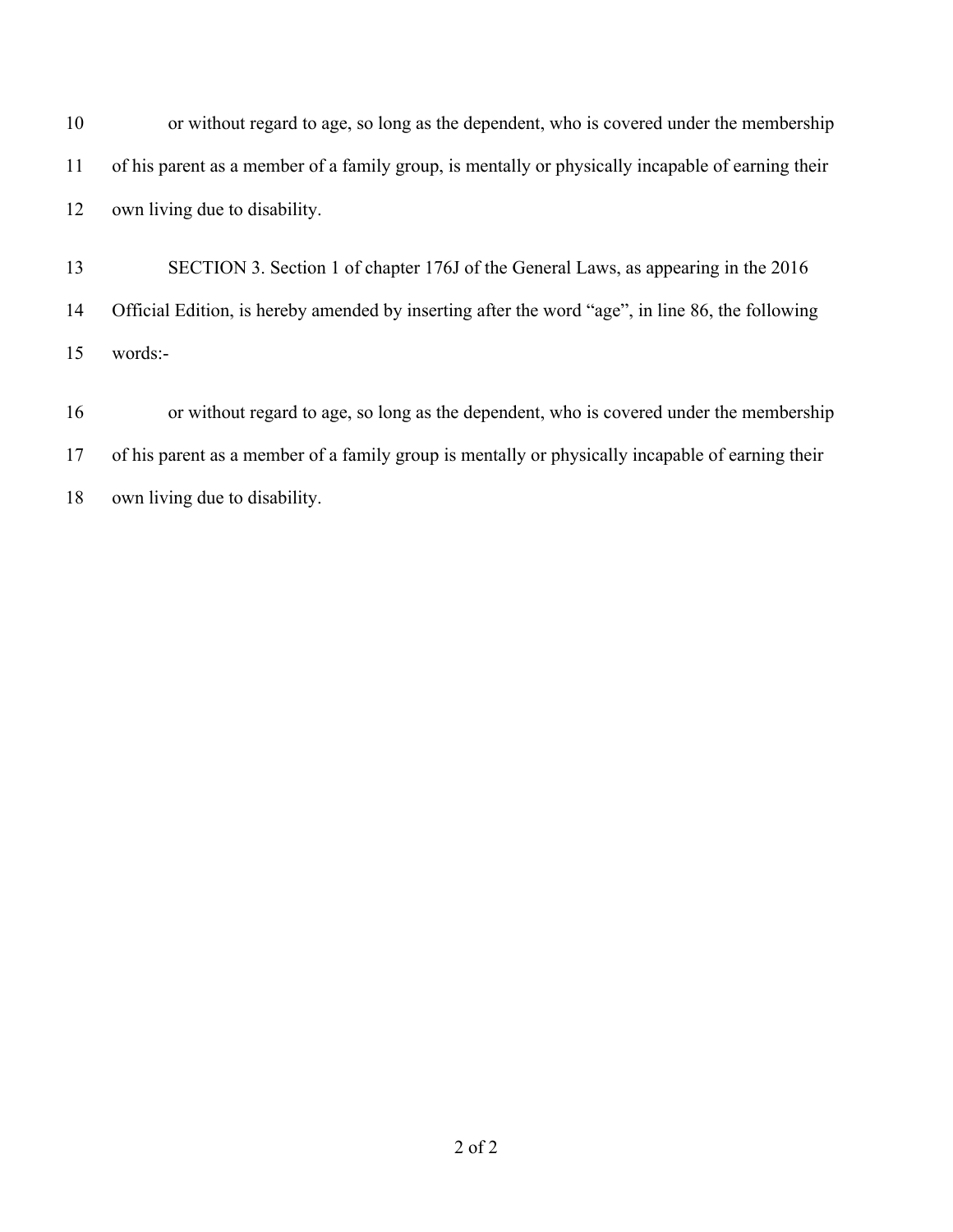or without regard to age, so long as the dependent, who is covered under the membership of his parent as a member of a family group, is mentally or physically incapable of earning their own living due to disability.

SECTION 3. Section 1 of chapter 176J of the General Laws, as appearing in the 2016 Official Edition, is hereby amended by inserting after the word "age", in line 86, the following words:-

or without regard to age, so long as the dependent, who is covered under the membership of his parent as a member of a family group is mentally or physically incapable of earning their own living due to disability.